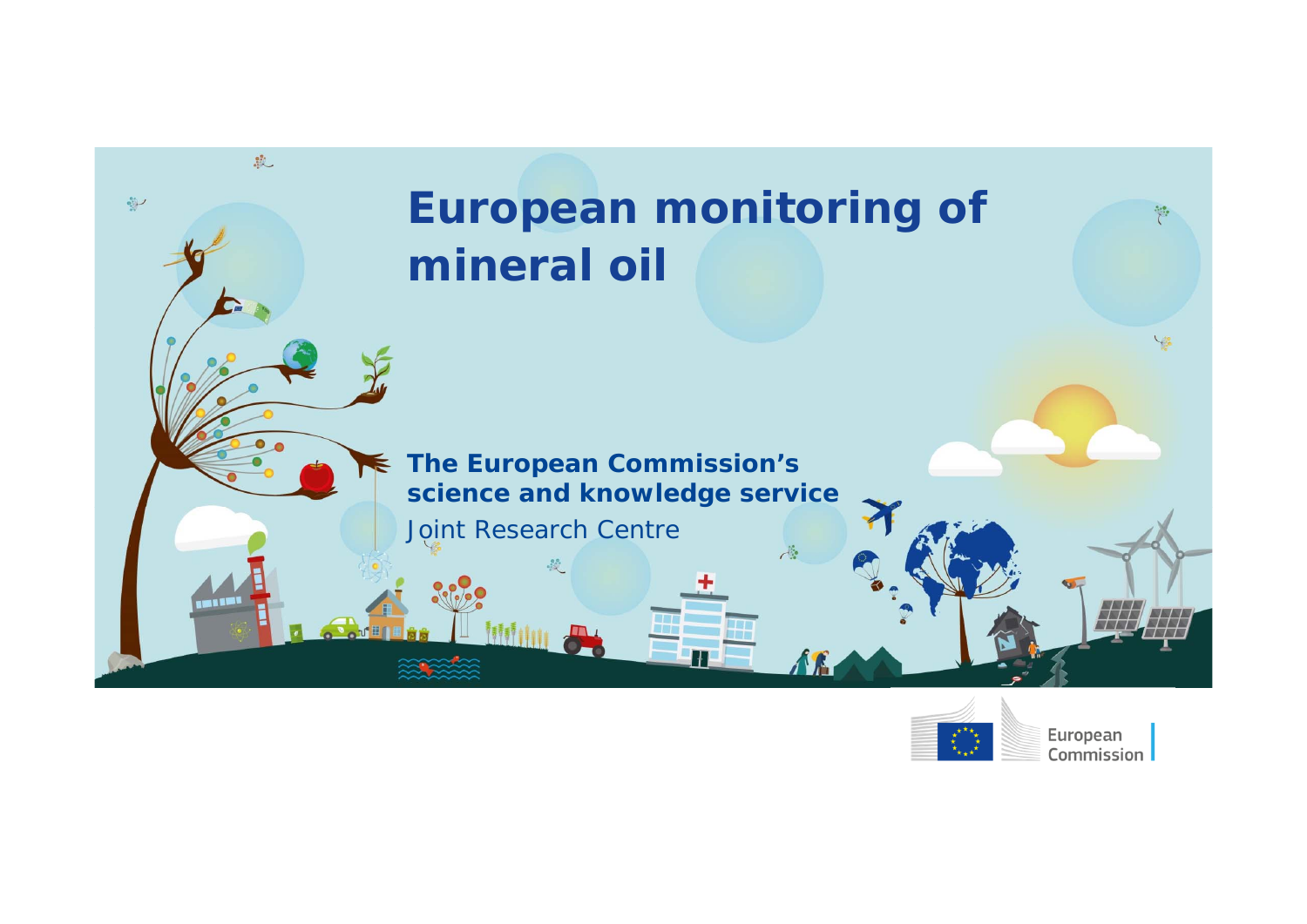# European monitoring of mineral oil

**The European Commission's science and knowledge service**

Joint Research Centre

European Commission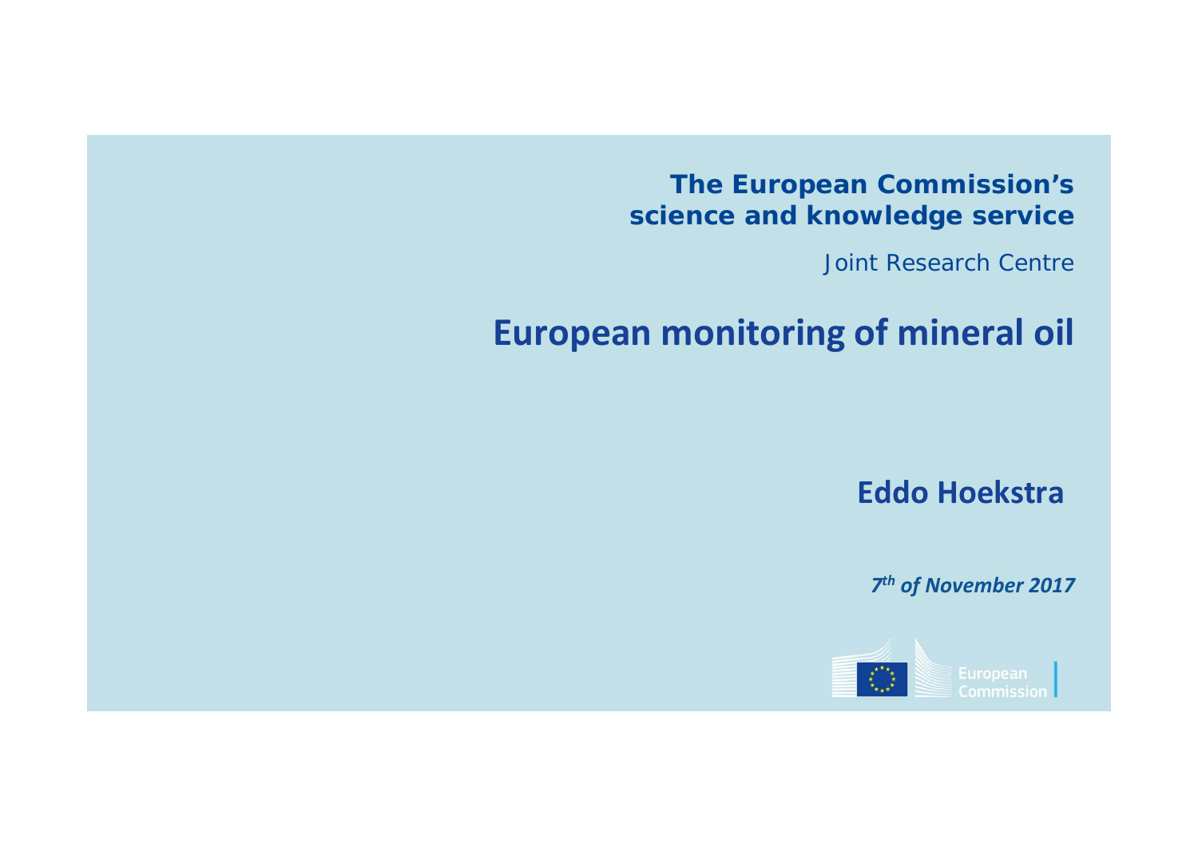**The European Commission's science and knowledge service**

Joint Research Centre

# European monitoring of mineral oil

**Eddo Hoekstra**

***7th of November 2017***

European Commission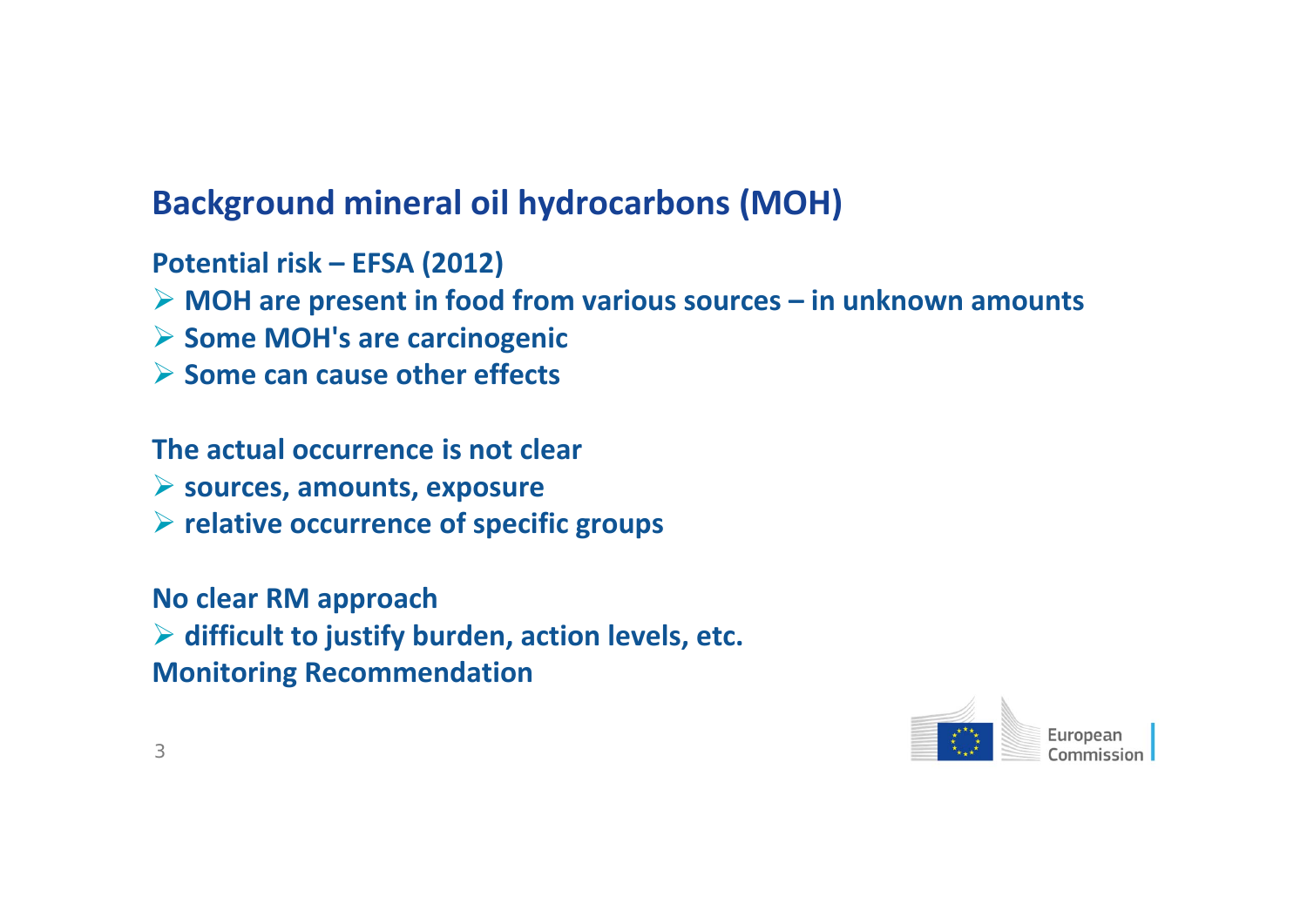## Background mineral oil hydrocarbons (MOH)

**Potential risk – EFSA (2012)**

- **MOH are present in food from various sources – in unknown amounts**
- **Some MOH's are carcinogenic**
- **Some can cause other effects**

**The actual occurrence is not clear**

- **sources, amounts, exposure**
- **relative occurrence of specific groups**

**No clear RM approach**

- **difficult to justify burden, action levels, etc.**

**Monitoring Recommendation**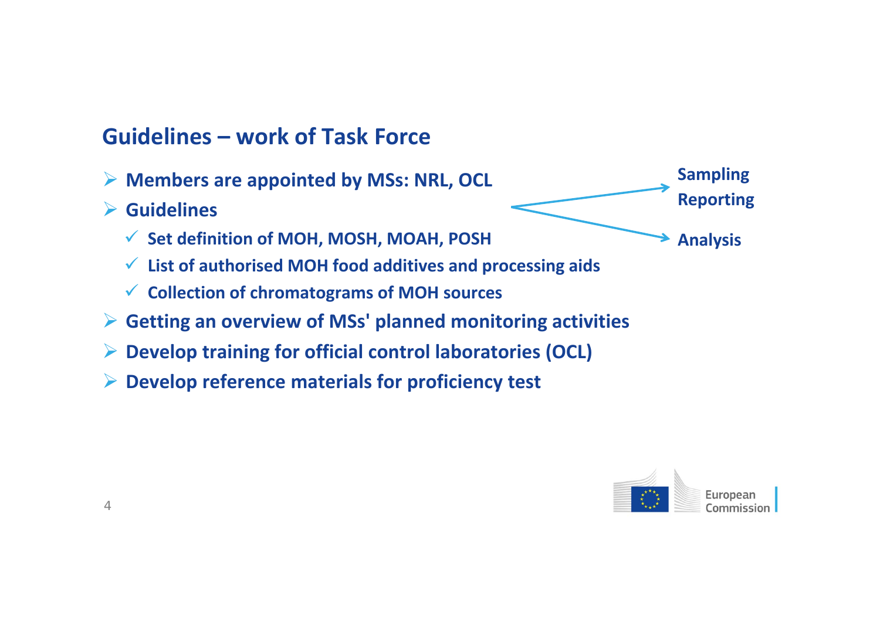## Guidelines – work of Task Force

- **Members are appointed by MSs: NRL, OCL**
- **Guidelines** → **Sampling**, **Reporting**, **Analysis**
  - ✓ **Set definition of MOH, MOSH, MOAH, POSH**
  - ✓ **List of authorised MOH food additives and processing aids**
  - ✓ **Collection of chromatograms of MOH sources**
- **Getting an overview of MSs' planned monitoring activities**
- **Develop training for official control laboratories (OCL)**
- **Develop reference materials for proficiency test**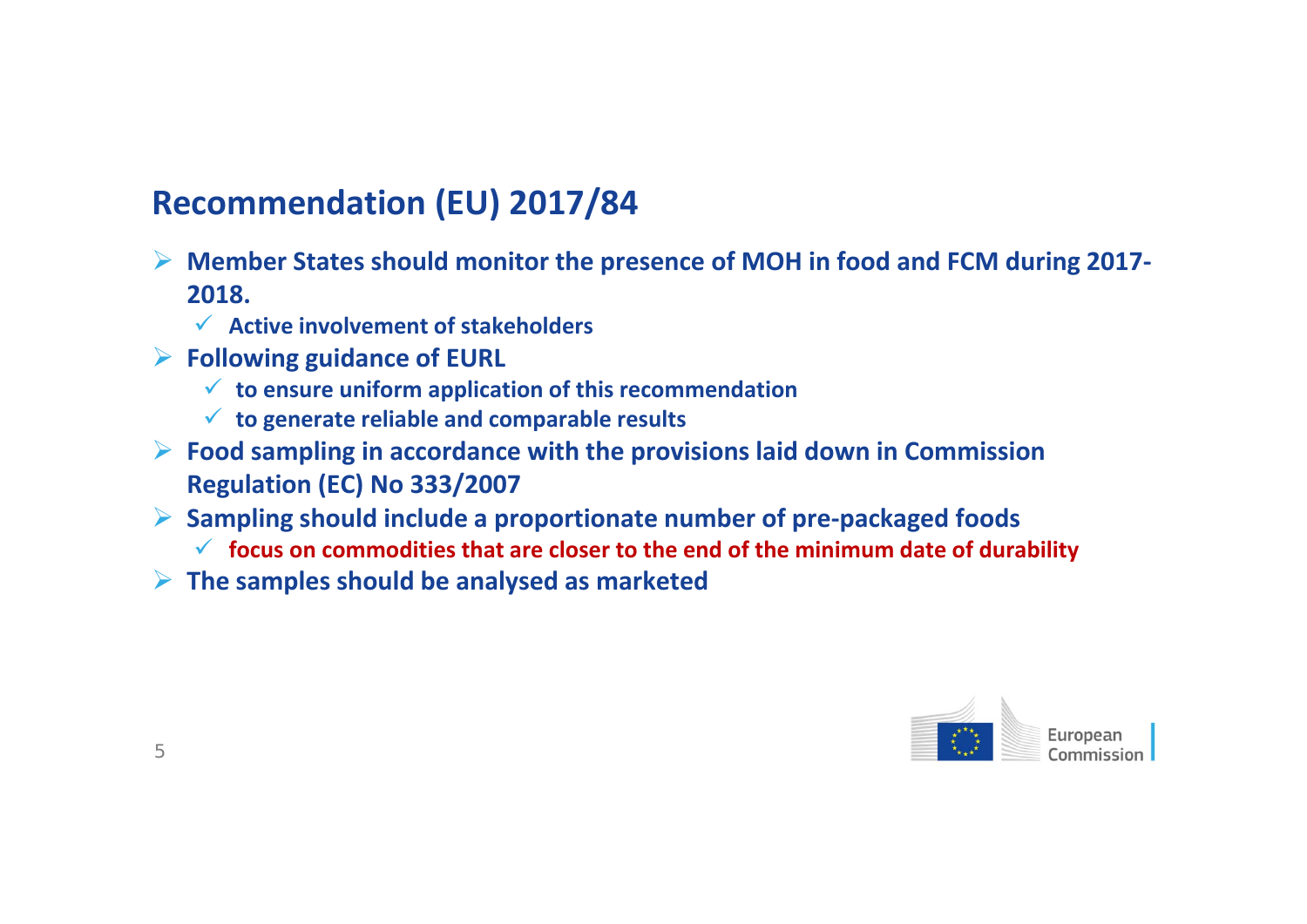## Recommendation (EU) 2017/84

- **Member States should monitor the presence of MOH in food and FCM during 2017-2018.**
  - **Active involvement of stakeholders**
- **Following guidance of EURL**
  - **to ensure uniform application of this recommendation**
  - **to generate reliable and comparable results**
- **Food sampling in accordance with the provisions laid down in Commission Regulation (EC) No 333/2007**
- **Sampling should include a proportionate number of pre-packaged foods**
  - **focus on commodities that are closer to the end of the minimum date of durability**
- **The samples should be analysed as marketed**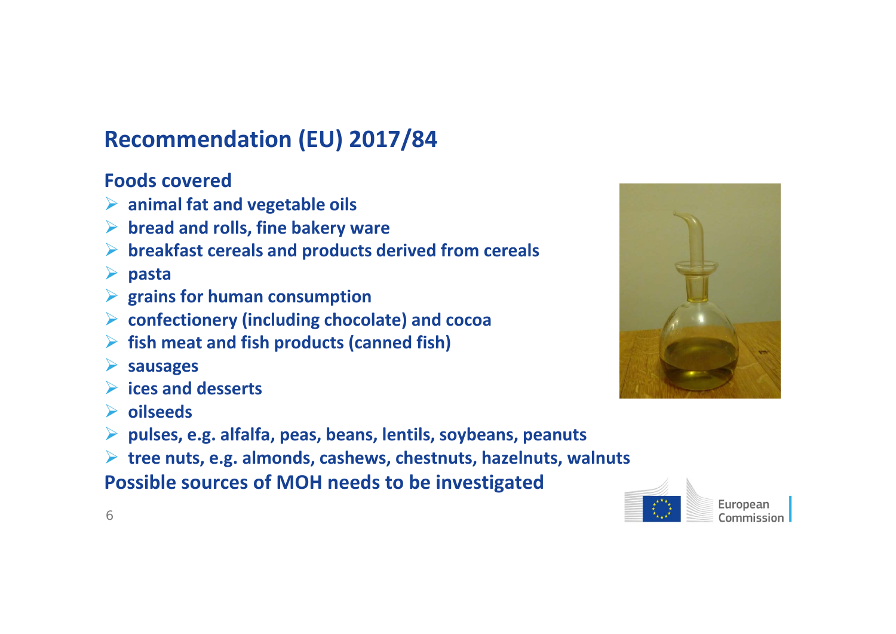# Recommendation (EU) 2017/84

## Foods covered

- animal fat and vegetable oils
- bread and rolls, fine bakery ware
- breakfast cereals and products derived from cereals
- pasta
- grains for human consumption
- confectionery (including chocolate) and cocoa
- fish meat and fish products (canned fish)
- sausages
- ices and desserts
- oilseeds
- pulses, e.g. alfalfa, peas, beans, lentils, soybeans, peanuts
- tree nuts, e.g. almonds, cashews, chestnuts, hazelnuts, walnuts

**Possible sources of MOH needs to be investigated**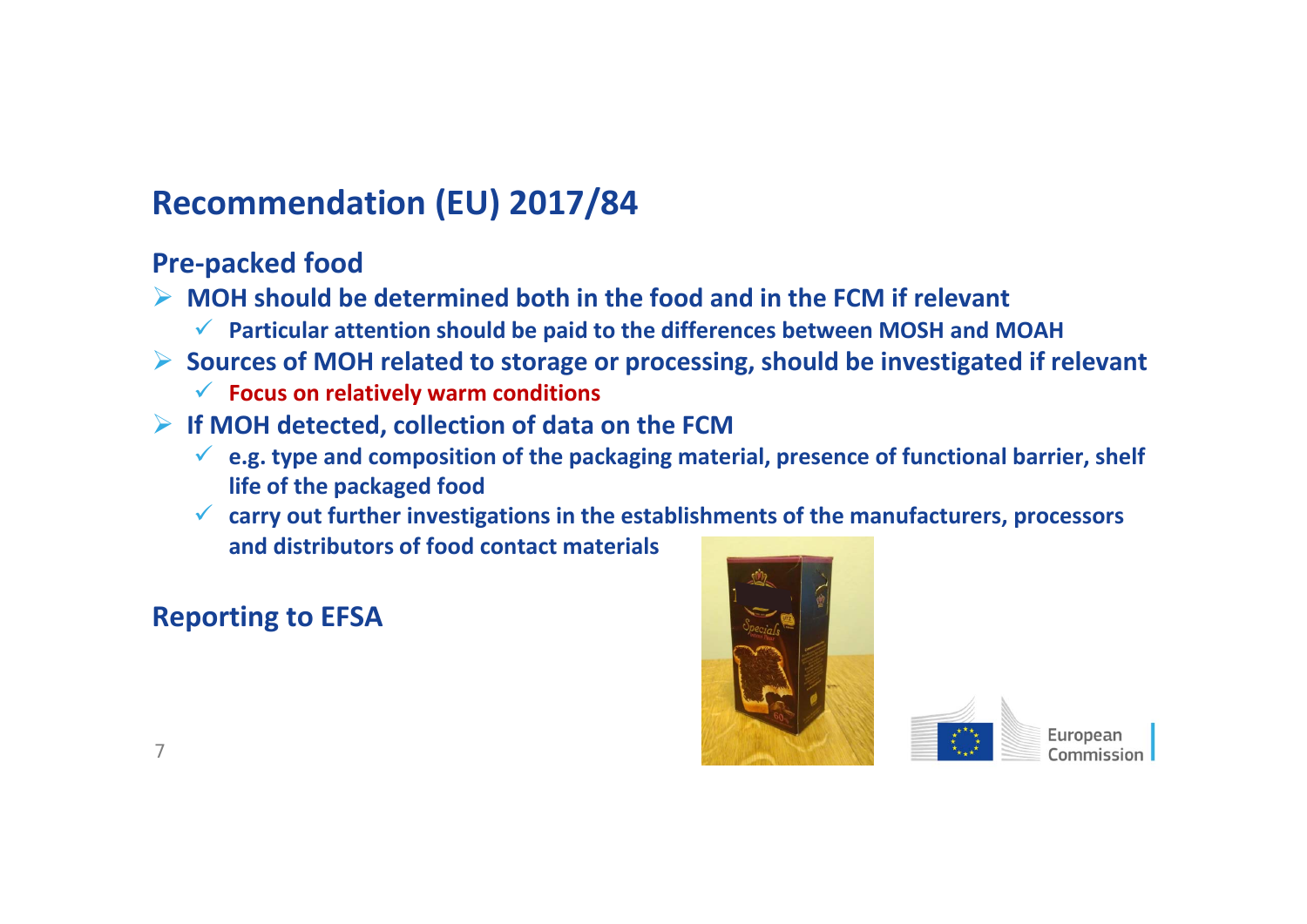## Recommendation (EU) 2017/84

### Pre-packed food

- **MOH should be determined both in the food and in the FCM if relevant**
  - **Particular attention should be paid to the differences between MOSH and MOAH**
- **Sources of MOH related to storage or processing, should be investigated if relevant**
  - **Focus on relatively warm conditions**
- **If MOH detected, collection of data on the FCM**
  - **e.g. type and composition of the packaging material, presence of functional barrier, shelf life of the packaged food**
  - **carry out further investigations in the establishments of the manufacturers, processors and distributors of food contact materials**

### Reporting to EFSA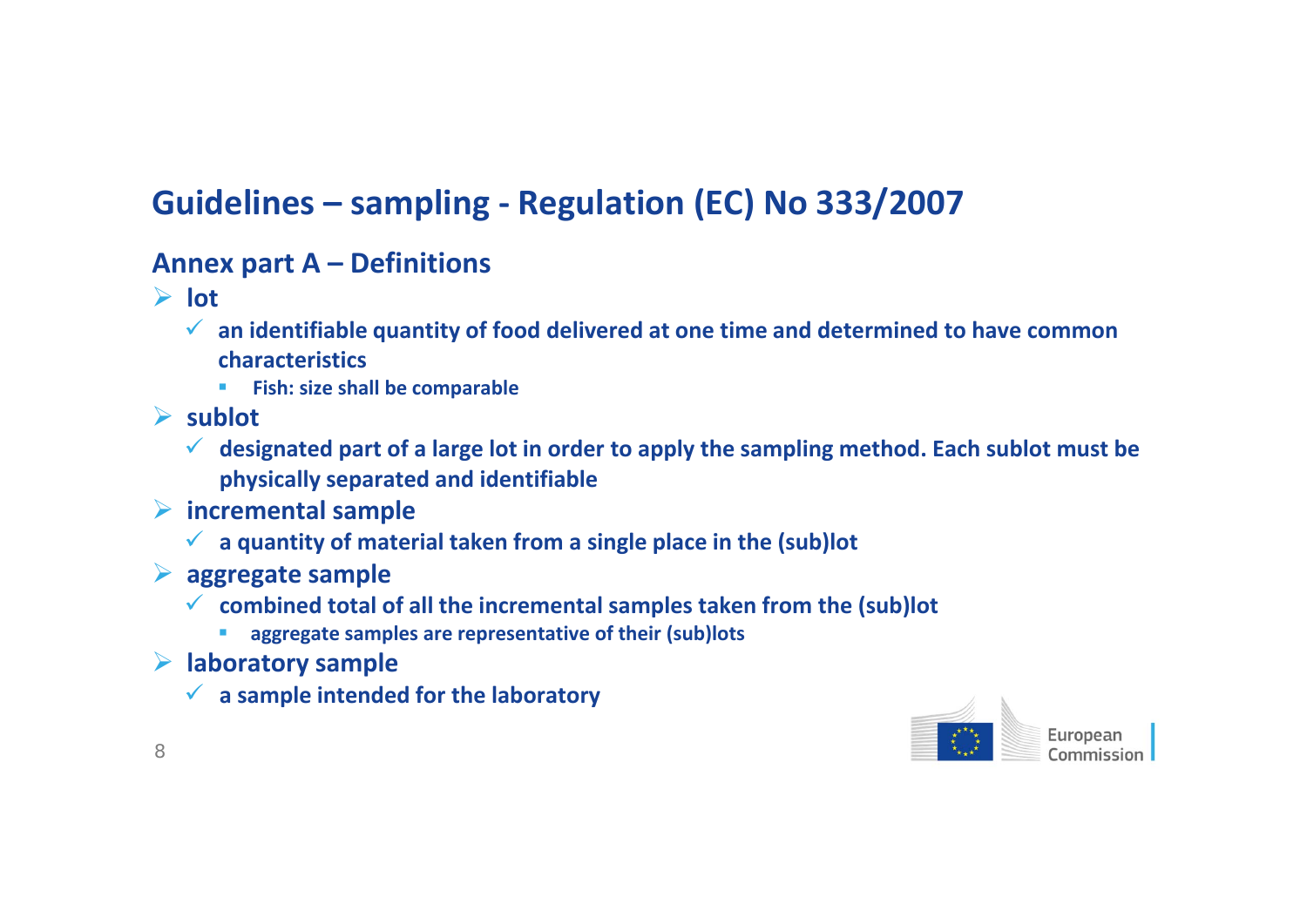# Guidelines – sampling - Regulation (EC) No 333/2007

## Annex part A – Definitions

- **lot**
  - **an identifiable quantity of food delivered at one time and determined to have common characteristics**
    - **Fish: size shall be comparable**
- **sublot**
  - **designated part of a large lot in order to apply the sampling method. Each sublot must be physically separated and identifiable**
- **incremental sample**
  - **a quantity of material taken from a single place in the (sub)lot**
- **aggregate sample**
  - **combined total of all the incremental samples taken from the (sub)lot**
    - **aggregate samples are representative of their (sub)lots**
- **laboratory sample**
  - **a sample intended for the laboratory**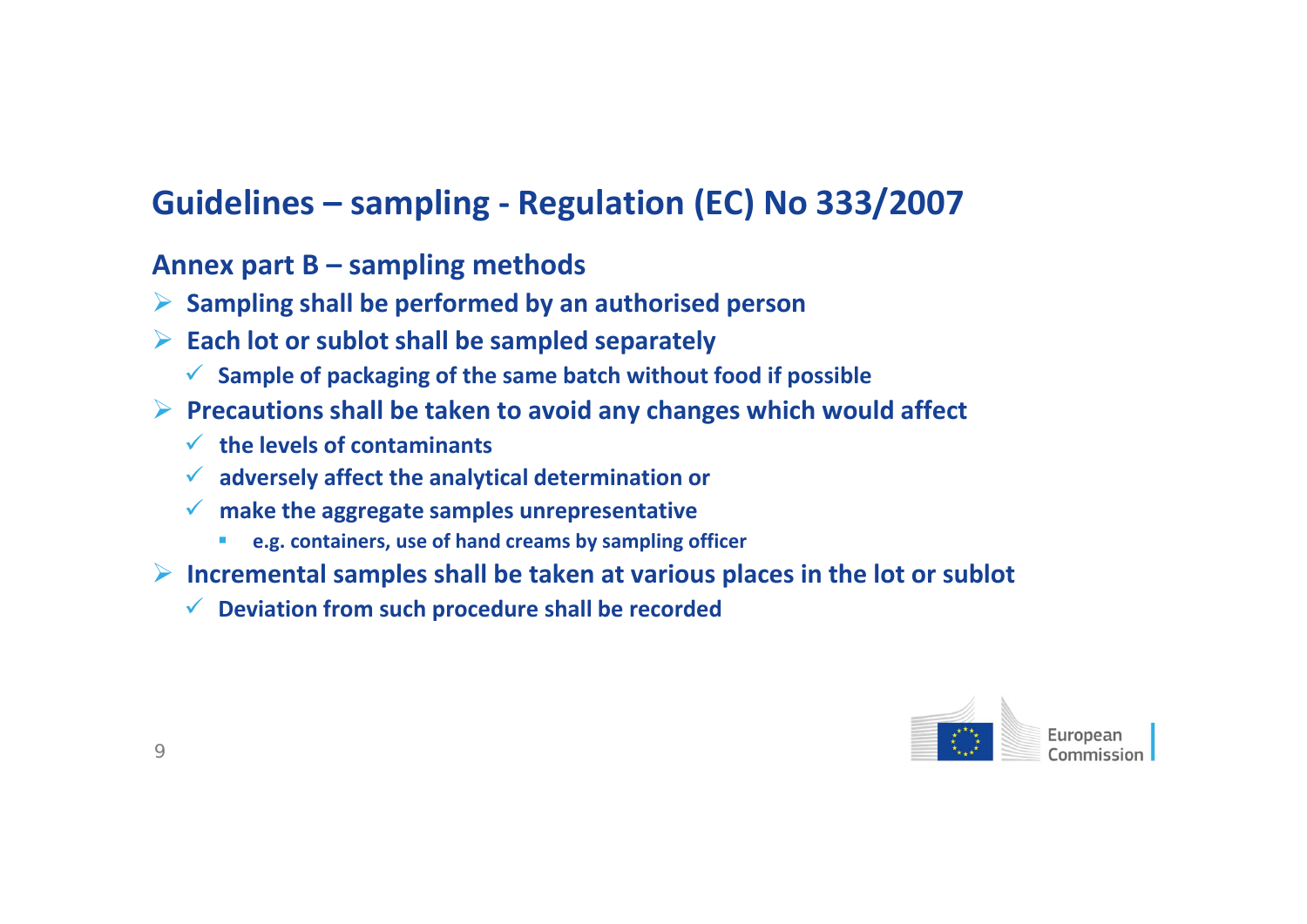## Guidelines – sampling - Regulation (EC) No 333/2007

### Annex part B – sampling methods

- **Sampling shall be performed by an authorised person**
- **Each lot or sublot shall be sampled separately**
  - **Sample of packaging of the same batch without food if possible**
- **Precautions shall be taken to avoid any changes which would affect**
  - **the levels of contaminants**
  - **adversely affect the analytical determination or**
  - **make the aggregate samples unrepresentative**
    - **e.g. containers, use of hand creams by sampling officer**
- **Incremental samples shall be taken at various places in the lot or sublot**
  - **Deviation from such procedure shall be recorded**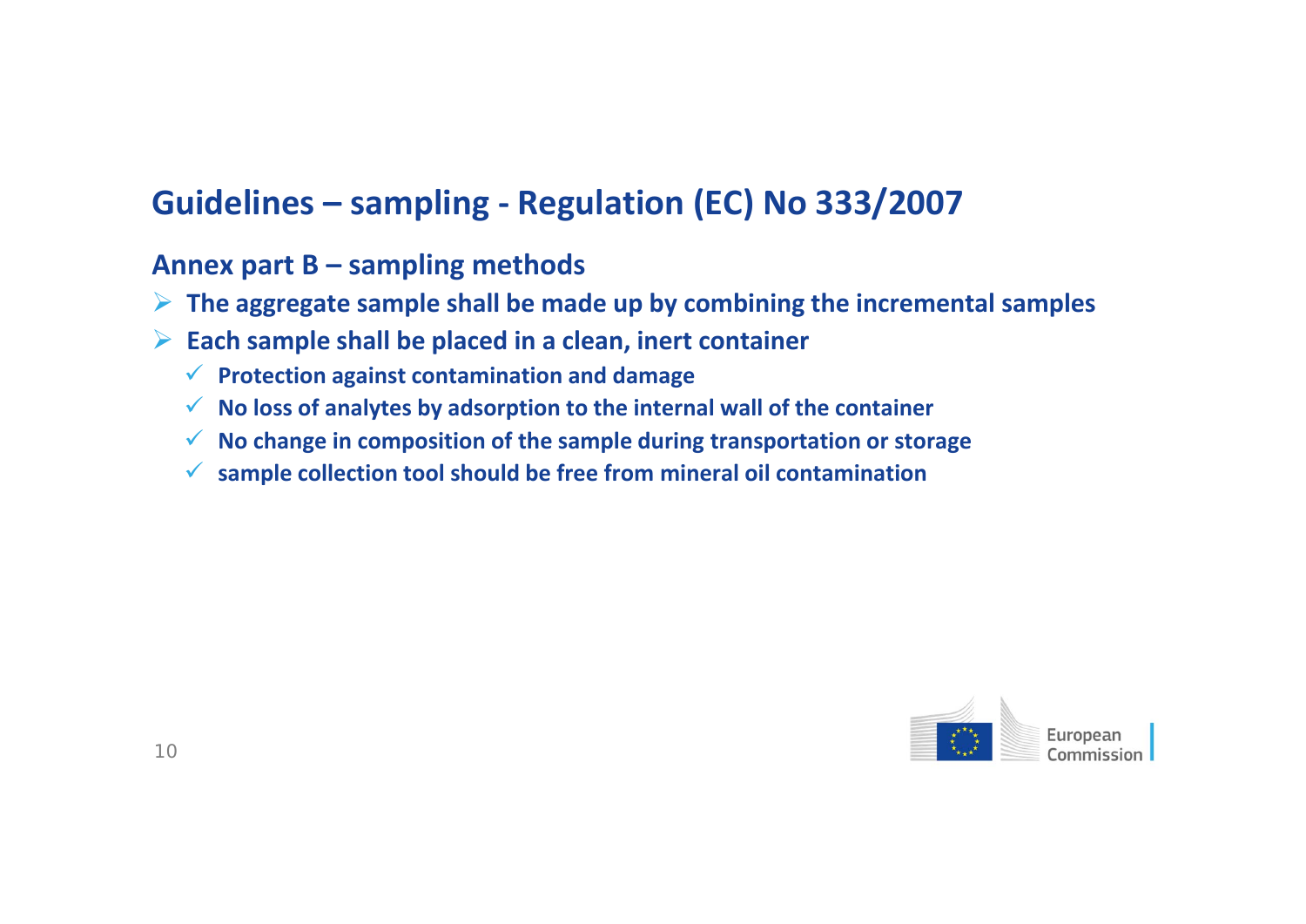## Guidelines – sampling - Regulation (EC) No 333/2007

### Annex part B – sampling methods

- **The aggregate sample shall be made up by combining the incremental samples**
- **Each sample shall be placed in a clean, inert container**
  - **Protection against contamination and damage**
  - **No loss of analytes by adsorption to the internal wall of the container**
  - **No change in composition of the sample during transportation or storage**
  - **sample collection tool should be free from mineral oil contamination**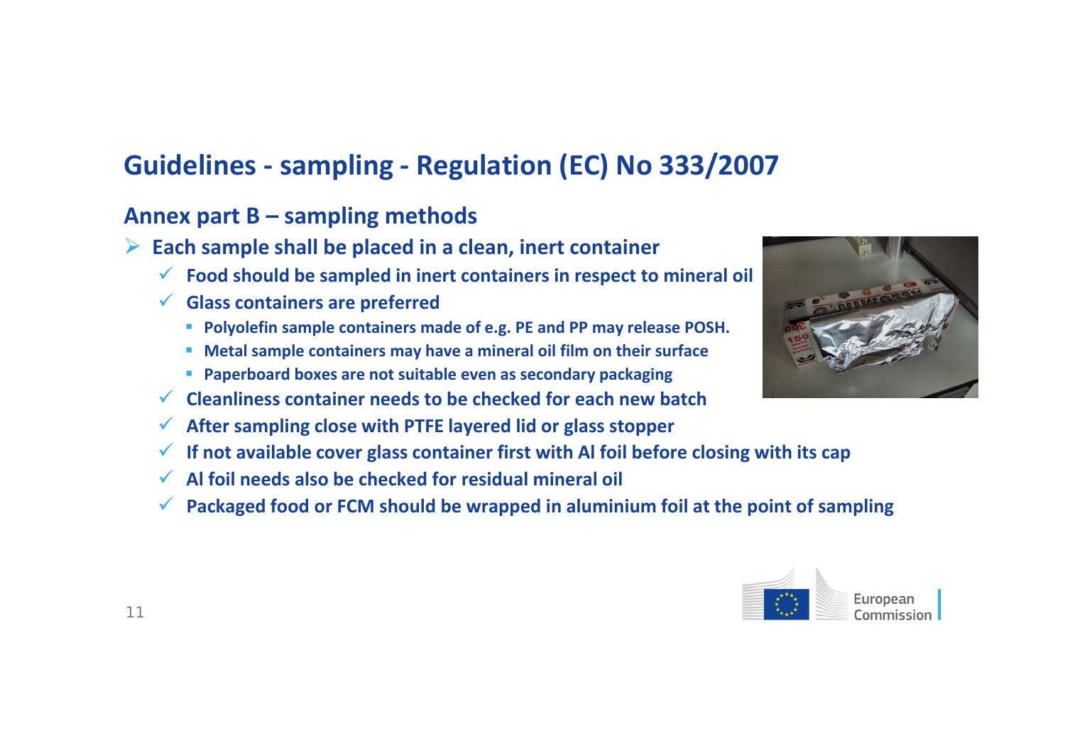## Guidelines - sampling - Regulation (EC) No 333/2007

### Annex part B – sampling methods

- **Each sample shall be placed in a clean, inert container**
  - **Food should be sampled in inert containers in respect to mineral oil**
  - **Glass containers are preferred**
    - **Polyolefin sample containers made of e.g. PE and PP may release POSH.**
    - **Metal sample containers may have a mineral oil film on their surface**
    - **Paperboard boxes are not suitable even as secondary packaging**
  - **Cleanliness container needs to be checked for each new batch**
  - **After sampling close with PTFE layered lid or glass stopper**
  - **If not available cover glass container first with Al foil before closing with its cap**
  - **Al foil needs also be checked for residual mineral oil**
  - **Packaged food or FCM should be wrapped in aluminium foil at the point of sampling**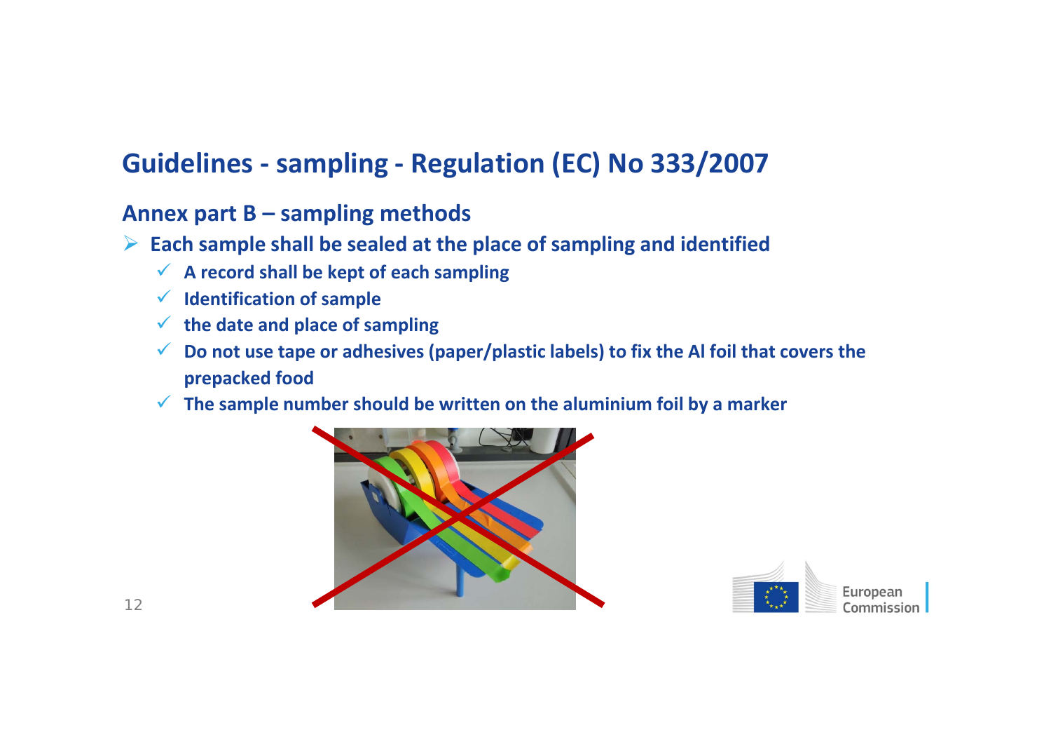## Guidelines - sampling - Regulation (EC) No 333/2007

### Annex part B – sampling methods

- **Each sample shall be sealed at the place of sampling and identified**
  - ✓ **A record shall be kept of each sampling**
  - ✓ **Identification of sample**
  - ✓ **the date and place of sampling**
  - ✓ **Do not use tape or adhesives (paper/plastic labels) to fix the Al foil that covers the prepacked food**
  - ✓ **The sample number should be written on the aluminium foil by a marker**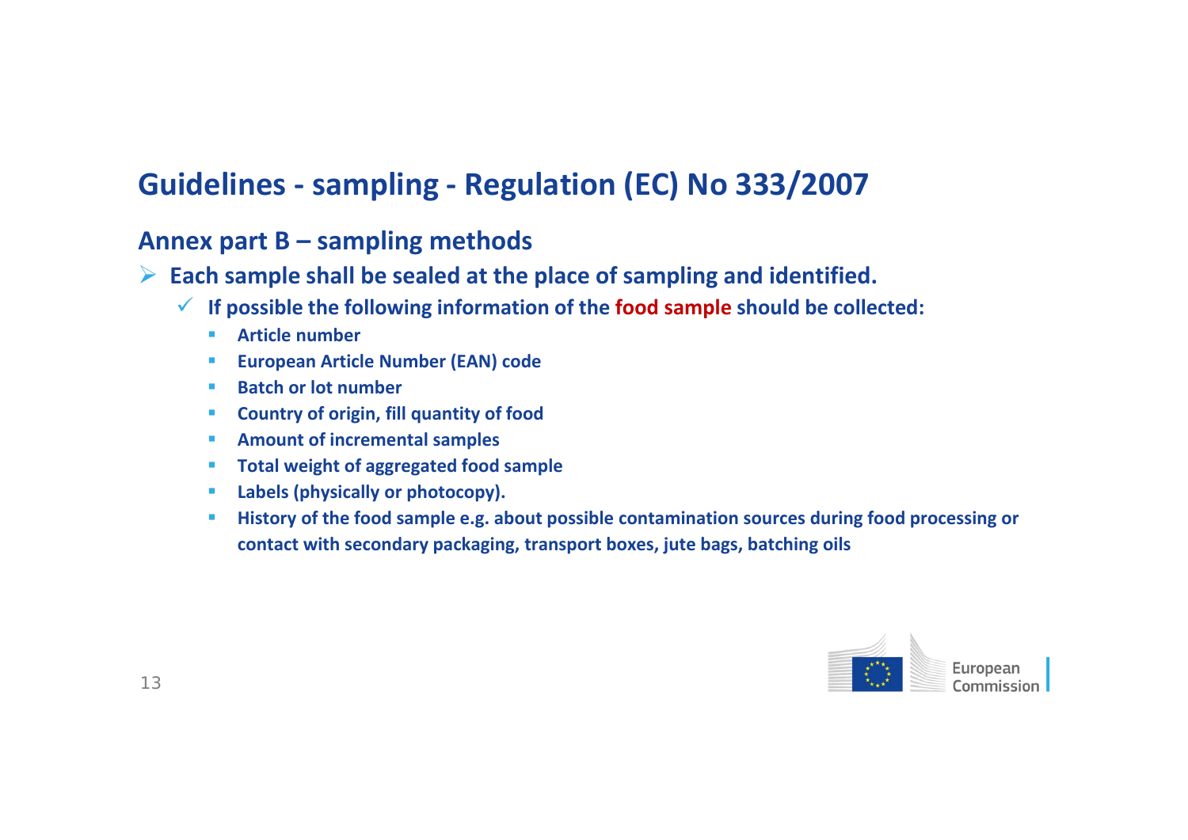# Guidelines - sampling - Regulation (EC) No 333/2007

## Annex part B – sampling methods

- **Each sample shall be sealed at the place of sampling and identified.**
  - **If possible the following information of the food sample should be collected:**
    - **Article number**
    - **European Article Number (EAN) code**
    - **Batch or lot number**
    - **Country of origin, fill quantity of food**
    - **Amount of incremental samples**
    - **Total weight of aggregated food sample**
    - **Labels (physically or photocopy).**
    - **History of the food sample e.g. about possible contamination sources during food processing or contact with secondary packaging, transport boxes, jute bags, batching oils**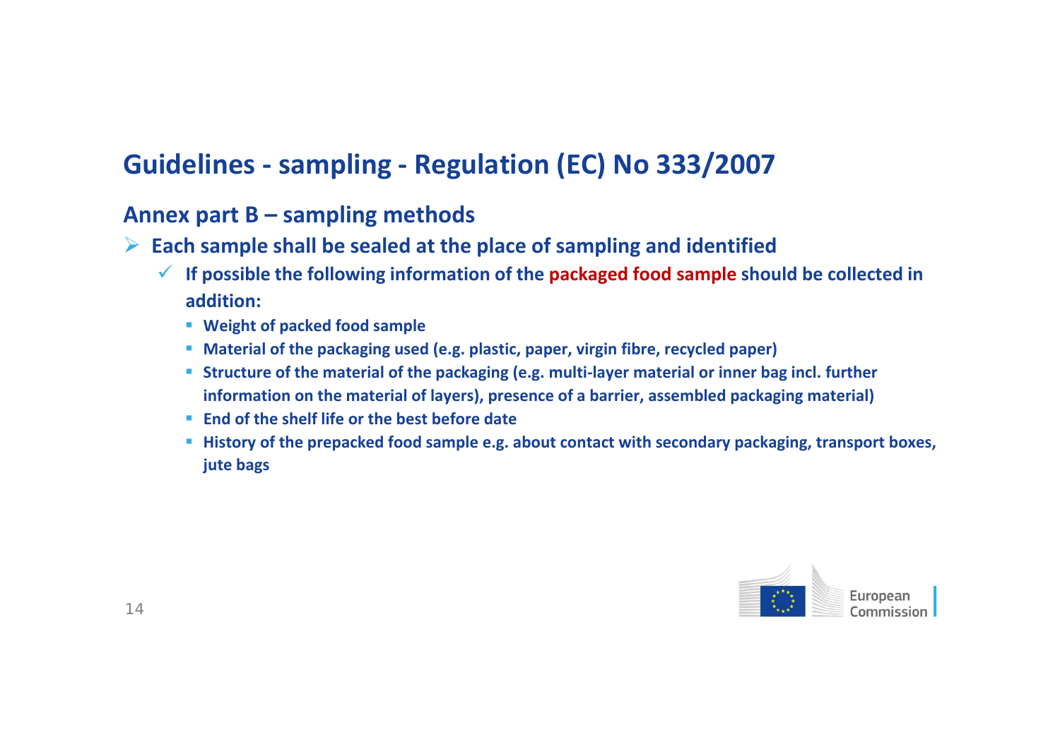# Guidelines - sampling - Regulation (EC) No 333/2007

## Annex part B – sampling methods

- **Each sample shall be sealed at the place of sampling and identified**
  - **If possible the following information of the packaged food sample should be collected in addition:**
    - **Weight of packed food sample**
    - **Material of the packaging used (e.g. plastic, paper, virgin fibre, recycled paper)**
    - **Structure of the material of the packaging (e.g. multi-layer material or inner bag incl. further information on the material of layers), presence of a barrier, assembled packaging material)**
    - **End of the shelf life or the best before date**
    - **History of the prepacked food sample e.g. about contact with secondary packaging, transport boxes, jute bags**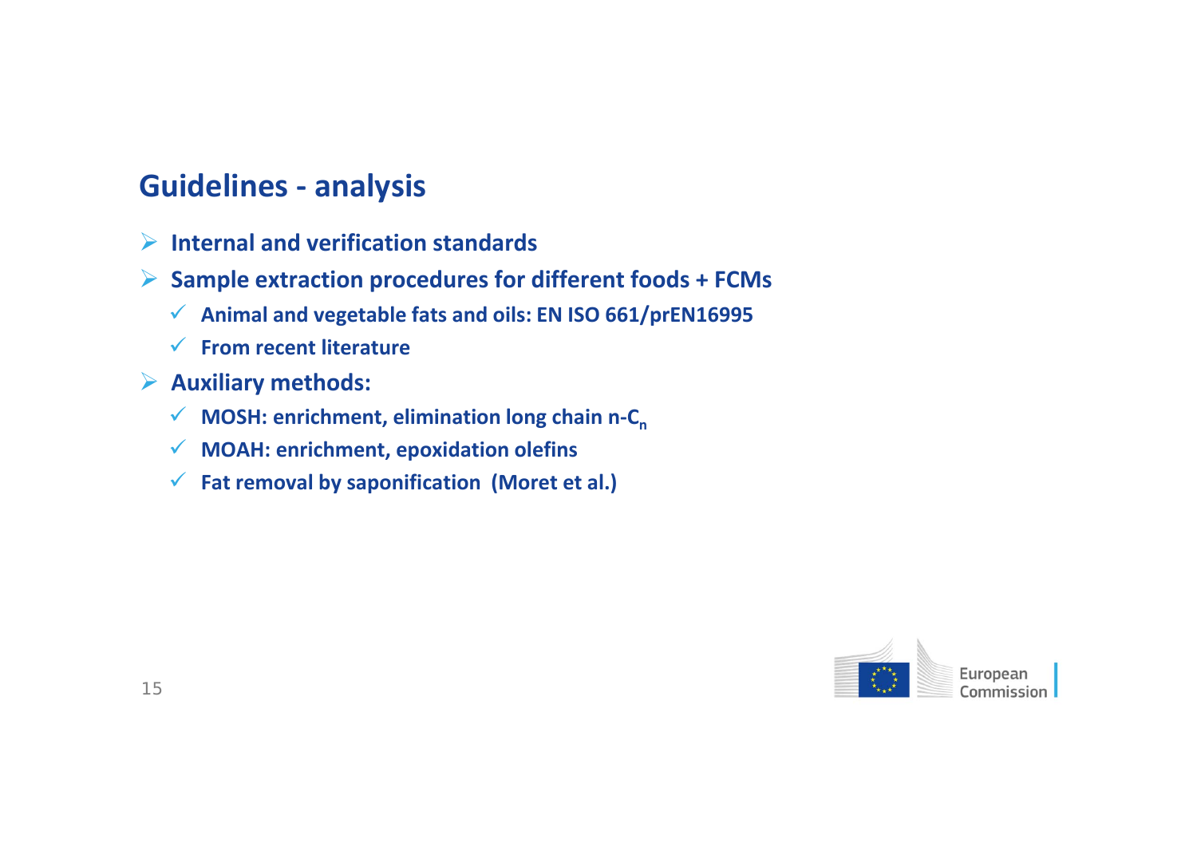## Guidelines - analysis

- **Internal and verification standards**
- **Sample extraction procedures for different foods + FCMs**
  - **Animal and vegetable fats and oils: EN ISO 661/prEN16995**
  - **From recent literature**
- **Auxiliary methods:**
  - **MOSH: enrichment, elimination long chain n-$C_n$**
  - **MOAH: enrichment, epoxidation olefins**
  - **Fat removal by saponification (Moret et al.)**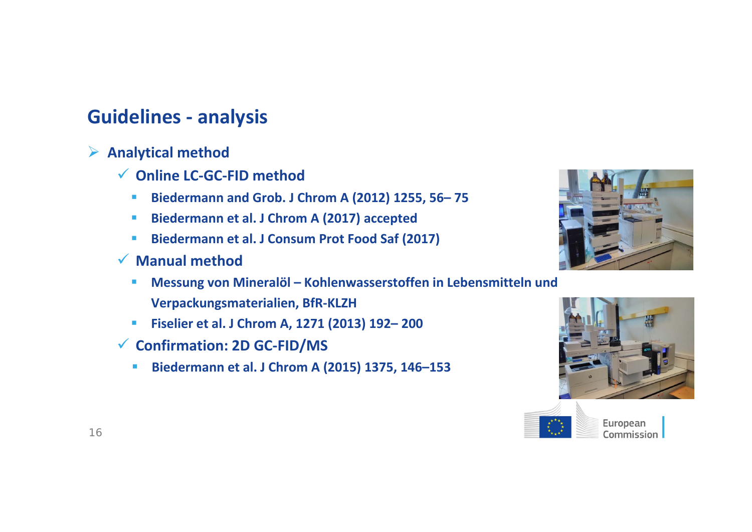## Guidelines - analysis

- **Analytical method**
  - **Online LC-GC-FID method**
    - **Biedermann and Grob. J Chrom A (2012) 1255, 56– 75**
    - **Biedermann et al. J Chrom A (2017) accepted**
    - **Biedermann et al. J Consum Prot Food Saf (2017)**
  - **Manual method**
    - **Messung von Mineralöl – Kohlenwasserstoffen in Lebensmitteln und Verpackungsmaterialien, BfR-KLZH**
    - **Fiselier et al. J Chrom A, 1271 (2013) 192– 200**
  - **Confirmation: 2D GC-FID/MS**
    - **Biedermann et al. J Chrom A (2015) 1375, 146–153**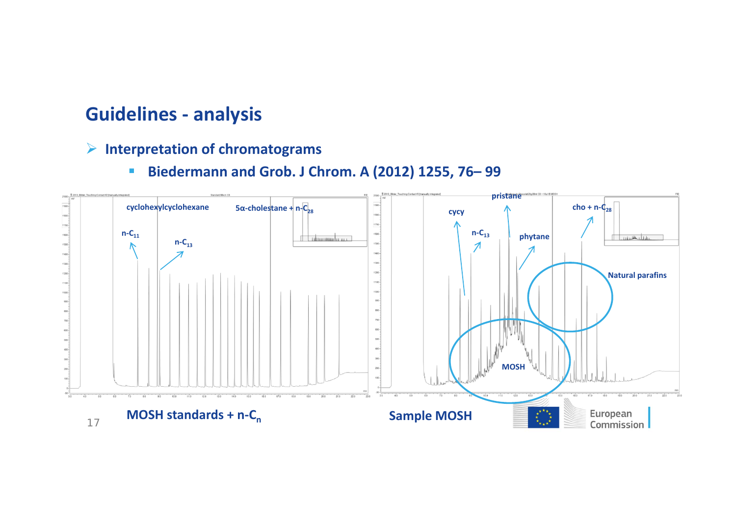## Guidelines - analysis

- **Interpretation of chromatograms**
  - **Biedermann and Grob. J Chrom. A (2012) 1255, 76– 99**

cyclohexylcyclohexane

5α-cholestane + n-$C_{28}$

n-$C_{11}$

n-$C_{13}$

**MOSH standards + n-$C_n$**

pristane

cycy

cho + n-$C_{28}$

n-$C_{13}$

phytane

Natural parafins

MOSH

**Sample MOSH**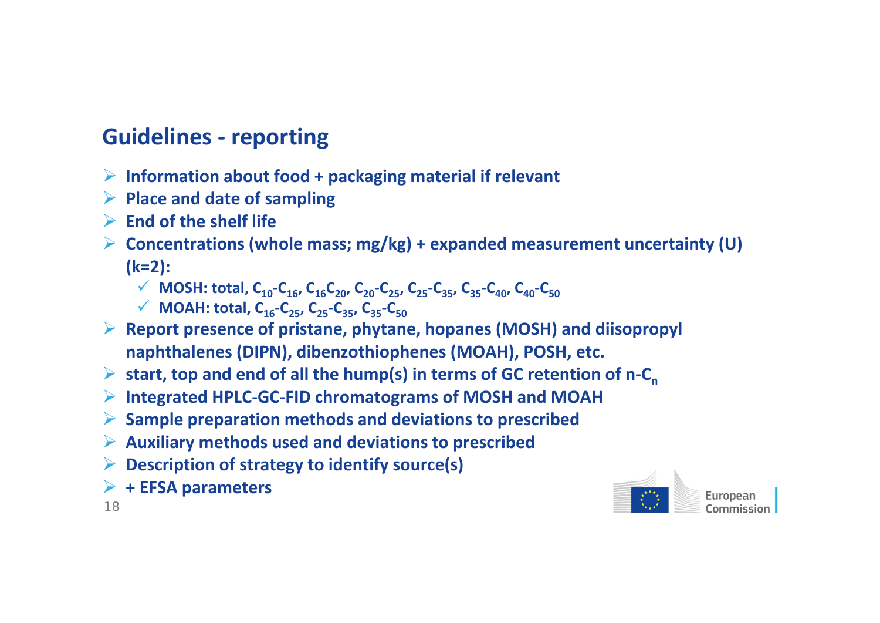## Guidelines - reporting

- **Information about food + packaging material if relevant**
- **Place and date of sampling**
- **End of the shelf life**
- **Concentrations (whole mass; mg/kg) + expanded measurement uncertainty (U) (k=2):**
  - ✓ **MOSH: total, $C_{10}$-$C_{16}$, $C_{16}C_{20}$, $C_{20}$-$C_{25}$, $C_{25}$-$C_{35}$, $C_{35}$-$C_{40}$, $C_{40}$-$C_{50}$**
  - ✓ **MOAH: total, $C_{16}$-$C_{25}$, $C_{25}$-$C_{35}$, $C_{35}$-$C_{50}$**
- **Report presence of pristane, phytane, hopanes (MOSH) and diisopropyl naphthalenes (DIPN), dibenzothiophenes (MOAH), POSH, etc.**
- **start, top and end of all the hump(s) in terms of GC retention of n-$C_n$**
- **Integrated HPLC-GC-FID chromatograms of MOSH and MOAH**
- **Sample preparation methods and deviations to prescribed**
- **Auxiliary methods used and deviations to prescribed**
- **Description of strategy to identify source(s)**
- **+ EFSA parameters**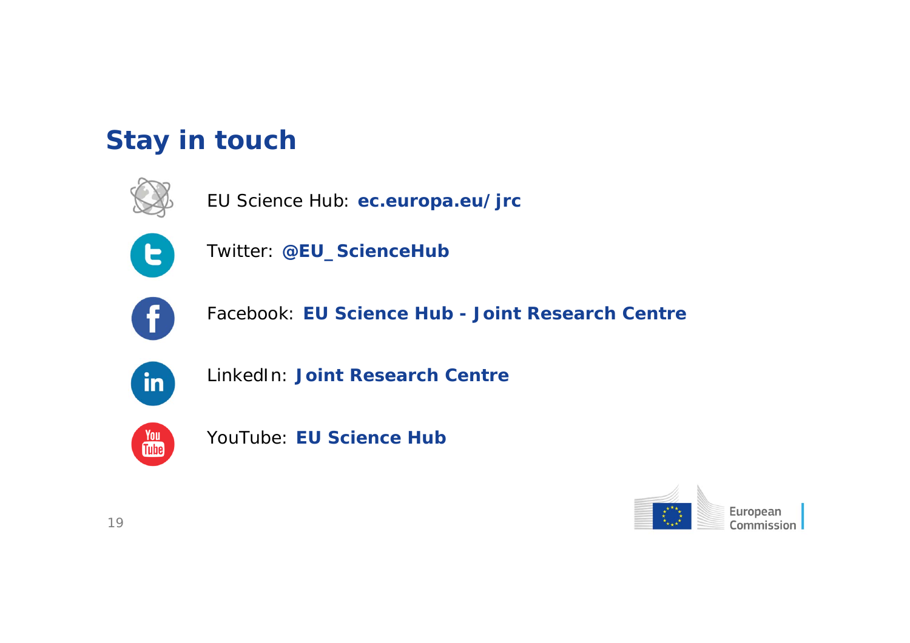## Stay in touch

EU Science Hub: **ec.europa.eu/jrc**

Twitter: **@EU_ScienceHub**

Facebook: **EU Science Hub - Joint Research Centre**

LinkedIn: **Joint Research Centre**

YouTube: **EU Science Hub**